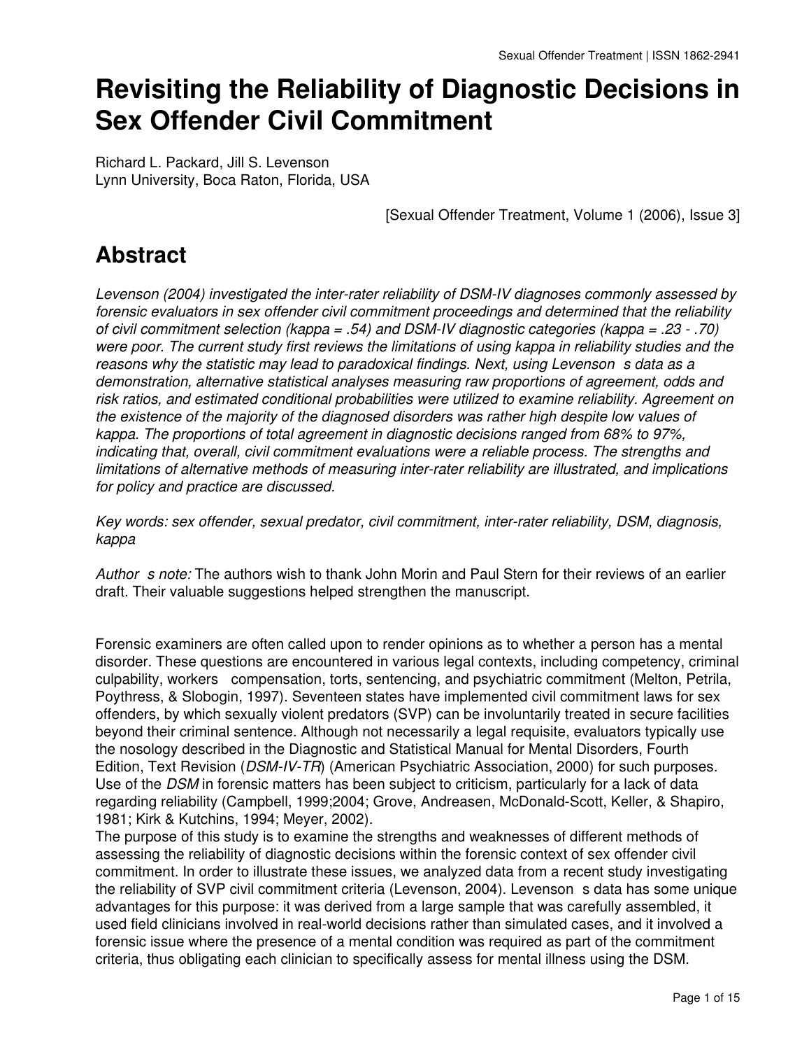# Revisiting the Reliability of Diagnostic Decisions in Sex Offender Civil Commitment

Richard L. Packard, Jill S. Levenson
Lynn University, Boca Raton, Florida, USA

[Sexual Offender Treatment, Volume 1 (2006), Issue 3]

## Abstract

*Levenson (2004) investigated the inter-rater reliability of DSM-IV diagnoses commonly assessed by forensic evaluators in sex offender civil commitment proceedings and determined that the reliability of civil commitment selection (kappa = .54) and DSM-IV diagnostic categories (kappa = .23 - .70) were poor. The current study first reviews the limitations of using kappa in reliability studies and the reasons why the statistic may lead to paradoxical findings. Next, using Levenson s data as a demonstration, alternative statistical analyses measuring raw proportions of agreement, odds and risk ratios, and estimated conditional probabilities were utilized to examine reliability. Agreement on the existence of the majority of the diagnosed disorders was rather high despite low values of kappa. The proportions of total agreement in diagnostic decisions ranged from 68% to 97%, indicating that, overall, civil commitment evaluations were a reliable process. The strengths and limitations of alternative methods of measuring inter-rater reliability are illustrated, and implications for policy and practice are discussed.*

*Key words: sex offender, sexual predator, civil commitment, inter-rater reliability, DSM, diagnosis, kappa*

*Author s note:* The authors wish to thank John Morin and Paul Stern for their reviews of an earlier draft. Their valuable suggestions helped strengthen the manuscript.

Forensic examiners are often called upon to render opinions as to whether a person has a mental disorder. These questions are encountered in various legal contexts, including competency, criminal culpability, workers compensation, torts, sentencing, and psychiatric commitment (Melton, Petrila, Poythress, & Slobogin, 1997). Seventeen states have implemented civil commitment laws for sex offenders, by which sexually violent predators (SVP) can be involuntarily treated in secure facilities beyond their criminal sentence. Although not necessarily a legal requisite, evaluators typically use the nosology described in the Diagnostic and Statistical Manual for Mental Disorders, Fourth Edition, Text Revision (*DSM-IV-TR*) (American Psychiatric Association, 2000) for such purposes. Use of the *DSM* in forensic matters has been subject to criticism, particularly for a lack of data regarding reliability (Campbell, 1999;2004; Grove, Andreasen, McDonald-Scott, Keller, & Shapiro, 1981; Kirk & Kutchins, 1994; Meyer, 2002).

The purpose of this study is to examine the strengths and weaknesses of different methods of assessing the reliability of diagnostic decisions within the forensic context of sex offender civil commitment. In order to illustrate these issues, we analyzed data from a recent study investigating the reliability of SVP civil commitment criteria (Levenson, 2004). Levenson s data has some unique advantages for this purpose: it was derived from a large sample that was carefully assembled, it used field clinicians involved in real-world decisions rather than simulated cases, and it involved a forensic issue where the presence of a mental condition was required as part of the commitment criteria, thus obligating each clinician to specifically assess for mental illness using the DSM.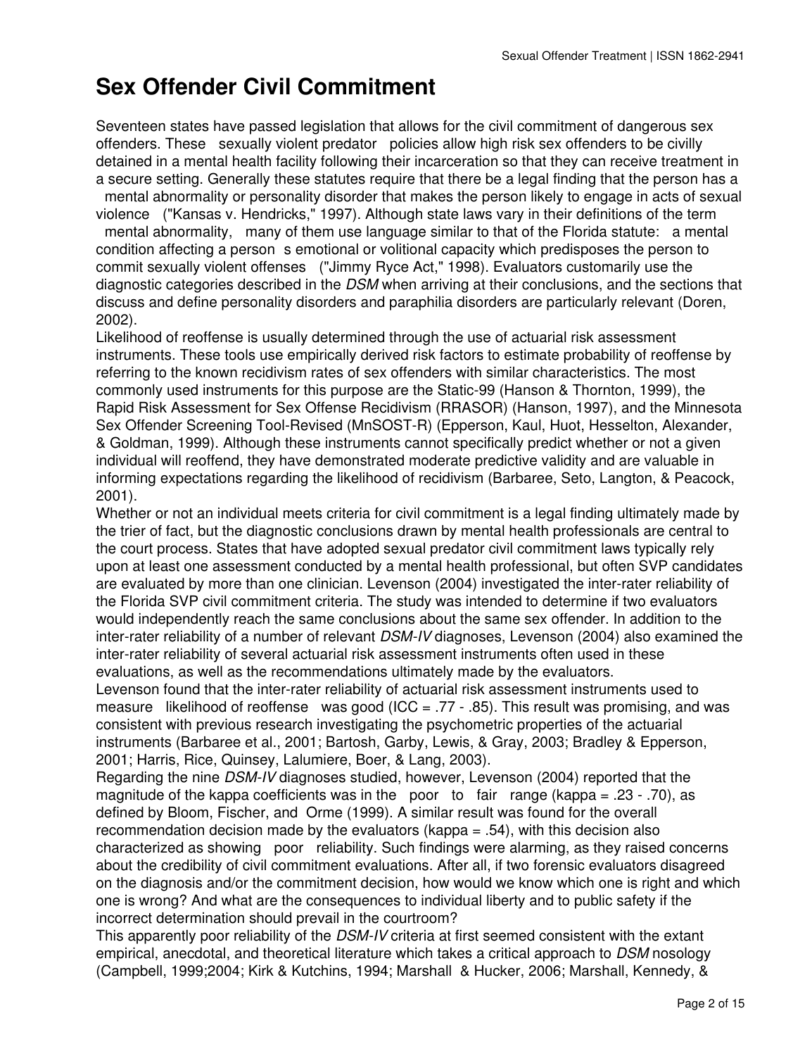# Sex Offender Civil Commitment

Seventeen states have passed legislation that allows for the civil commitment of dangerous sex offenders. These sexually violent predator policies allow high risk sex offenders to be civilly detained in a mental health facility following their incarceration so that they can receive treatment in a secure setting. Generally these statutes require that there be a legal finding that the person has a mental abnormality or personality disorder that makes the person likely to engage in acts of sexual violence ("Kansas v. Hendricks," 1997). Although state laws vary in their definitions of the term mental abnormality, many of them use language similar to that of the Florida statute: a mental condition affecting a person s emotional or volitional capacity which predisposes the person to commit sexually violent offenses ("Jimmy Ryce Act," 1998). Evaluators customarily use the diagnostic categories described in the *DSM* when arriving at their conclusions, and the sections that discuss and define personality disorders and paraphilia disorders are particularly relevant (Doren, 2002).

Likelihood of reoffense is usually determined through the use of actuarial risk assessment instruments. These tools use empirically derived risk factors to estimate probability of reoffense by referring to the known recidivism rates of sex offenders with similar characteristics. The most commonly used instruments for this purpose are the Static-99 (Hanson & Thornton, 1999), the Rapid Risk Assessment for Sex Offense Recidivism (RRASOR) (Hanson, 1997), and the Minnesota Sex Offender Screening Tool-Revised (MnSOST-R) (Epperson, Kaul, Huot, Hesselton, Alexander, & Goldman, 1999). Although these instruments cannot specifically predict whether or not a given individual will reoffend, they have demonstrated moderate predictive validity and are valuable in informing expectations regarding the likelihood of recidivism (Barbaree, Seto, Langton, & Peacock, 2001).

Whether or not an individual meets criteria for civil commitment is a legal finding ultimately made by the trier of fact, but the diagnostic conclusions drawn by mental health professionals are central to the court process. States that have adopted sexual predator civil commitment laws typically rely upon at least one assessment conducted by a mental health professional, but often SVP candidates are evaluated by more than one clinician. Levenson (2004) investigated the inter-rater reliability of the Florida SVP civil commitment criteria. The study was intended to determine if two evaluators would independently reach the same conclusions about the same sex offender. In addition to the inter-rater reliability of a number of relevant *DSM-IV* diagnoses, Levenson (2004) also examined the inter-rater reliability of several actuarial risk assessment instruments often used in these evaluations, as well as the recommendations ultimately made by the evaluators.

Levenson found that the inter-rater reliability of actuarial risk assessment instruments used to measure likelihood of reoffense was good (ICC = .77 - .85). This result was promising, and was consistent with previous research investigating the psychometric properties of the actuarial instruments (Barbaree et al., 2001; Bartosh, Garby, Lewis, & Gray, 2003; Bradley & Epperson, 2001; Harris, Rice, Quinsey, Lalumiere, Boer, & Lang, 2003).

Regarding the nine *DSM-IV* diagnoses studied, however, Levenson (2004) reported that the magnitude of the kappa coefficients was in the poor to fair range (kappa = .23 - .70), as defined by Bloom, Fischer, and Orme (1999). A similar result was found for the overall recommendation decision made by the evaluators (kappa = .54), with this decision also characterized as showing poor reliability. Such findings were alarming, as they raised concerns about the credibility of civil commitment evaluations. After all, if two forensic evaluators disagreed on the diagnosis and/or the commitment decision, how would we know which one is right and which one is wrong? And what are the consequences to individual liberty and to public safety if the incorrect determination should prevail in the courtroom?

This apparently poor reliability of the *DSM-IV* criteria at first seemed consistent with the extant empirical, anecdotal, and theoretical literature which takes a critical approach to *DSM* nosology (Campbell, 1999;2004; Kirk & Kutchins, 1994; Marshall & Hucker, 2006; Marshall, Kennedy, &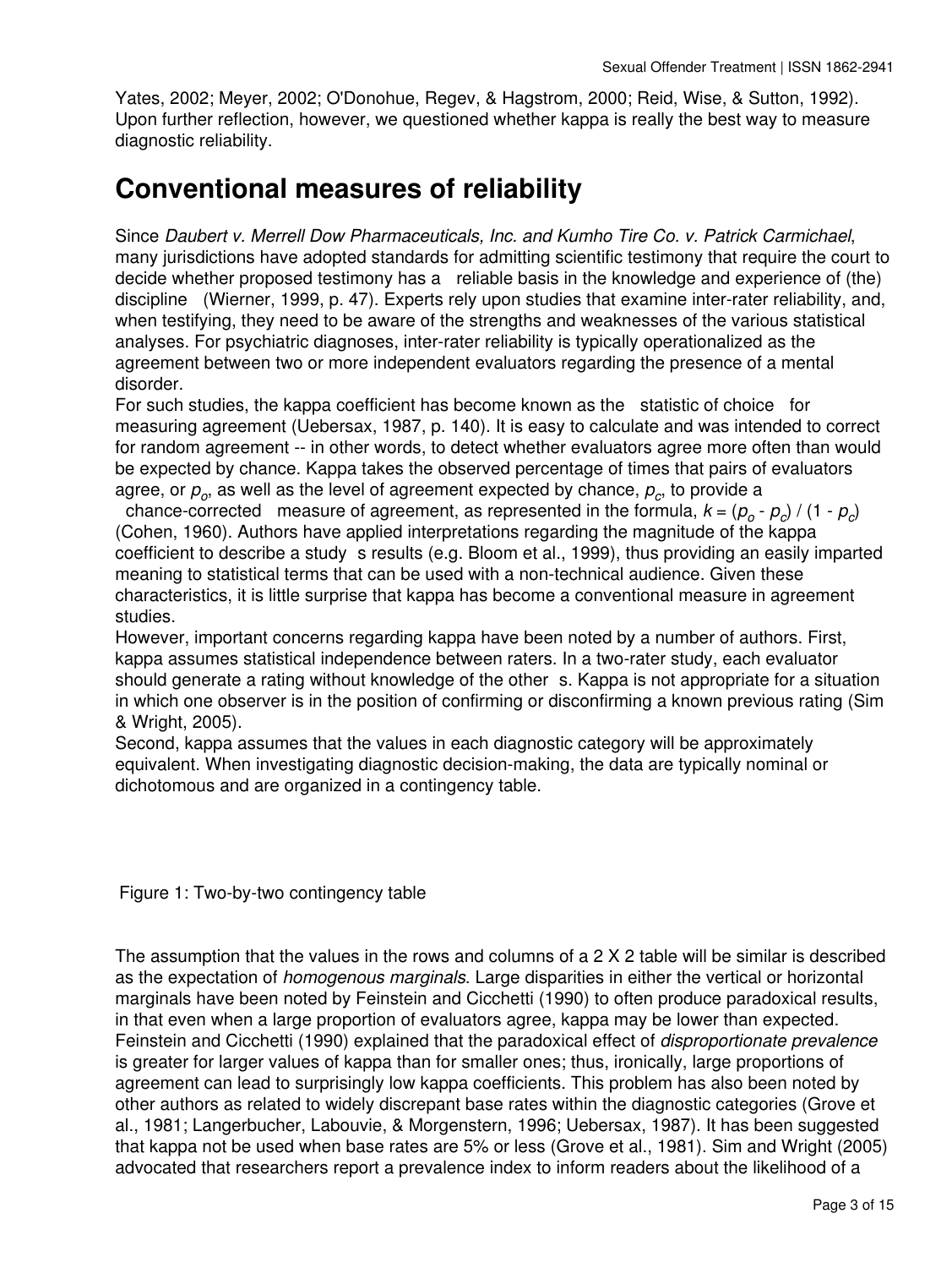Yates, 2002; Meyer, 2002; O'Donohue, Regev, & Hagstrom, 2000; Reid, Wise, & Sutton, 1992). Upon further reflection, however, we questioned whether kappa is really the best way to measure diagnostic reliability.

## Conventional measures of reliability

Since *Daubert v. Merrell Dow Pharmaceuticals, Inc. and Kumho Tire Co. v. Patrick Carmichael*, many jurisdictions have adopted standards for admitting scientific testimony that require the court to decide whether proposed testimony has a reliable basis in the knowledge and experience of (the) discipline (Wierner, 1999, p. 47). Experts rely upon studies that examine inter-rater reliability, and, when testifying, they need to be aware of the strengths and weaknesses of the various statistical analyses. For psychiatric diagnoses, inter-rater reliability is typically operationalized as the agreement between two or more independent evaluators regarding the presence of a mental disorder.

For such studies, the kappa coefficient has become known as the statistic of choice for measuring agreement (Uebersax, 1987, p. 140). It is easy to calculate and was intended to correct for random agreement -- in other words, to detect whether evaluators agree more often than would be expected by chance. Kappa takes the observed percentage of times that pairs of evaluators agree, or $p_o$, as well as the level of agreement expected by chance, $p_c$, to provide a chance-corrected measure of agreement, as represented in the formula, $k = (p_o - p_c) / (1 - p_c)$ (Cohen, 1960). Authors have applied interpretations regarding the magnitude of the kappa coefficient to describe a study s results (e.g. Bloom et al., 1999), thus providing an easily imparted meaning to statistical terms that can be used with a non-technical audience. Given these characteristics, it is little surprise that kappa has become a conventional measure in agreement studies.

However, important concerns regarding kappa have been noted by a number of authors. First, kappa assumes statistical independence between raters. In a two-rater study, each evaluator should generate a rating without knowledge of the other s. Kappa is not appropriate for a situation in which one observer is in the position of confirming or disconfirming a known previous rating (Sim & Wright, 2005).

Second, kappa assumes that the values in each diagnostic category will be approximately equivalent. When investigating diagnostic decision-making, the data are typically nominal or dichotomous and are organized in a contingency table.

Figure 1: Two-by-two contingency table

The assumption that the values in the rows and columns of a 2 X 2 table will be similar is described as the expectation of *homogenous marginals*. Large disparities in either the vertical or horizontal marginals have been noted by Feinstein and Cicchetti (1990) to often produce paradoxical results, in that even when a large proportion of evaluators agree, kappa may be lower than expected. Feinstein and Cicchetti (1990) explained that the paradoxical effect of *disproportionate prevalence* is greater for larger values of kappa than for smaller ones; thus, ironically, large proportions of agreement can lead to surprisingly low kappa coefficients. This problem has also been noted by other authors as related to widely discrepant base rates within the diagnostic categories (Grove et al., 1981; Langerbucher, Labouvie, & Morgenstern, 1996; Uebersax, 1987). It has been suggested that kappa not be used when base rates are 5% or less (Grove et al., 1981). Sim and Wright (2005) advocated that researchers report a prevalence index to inform readers about the likelihood of a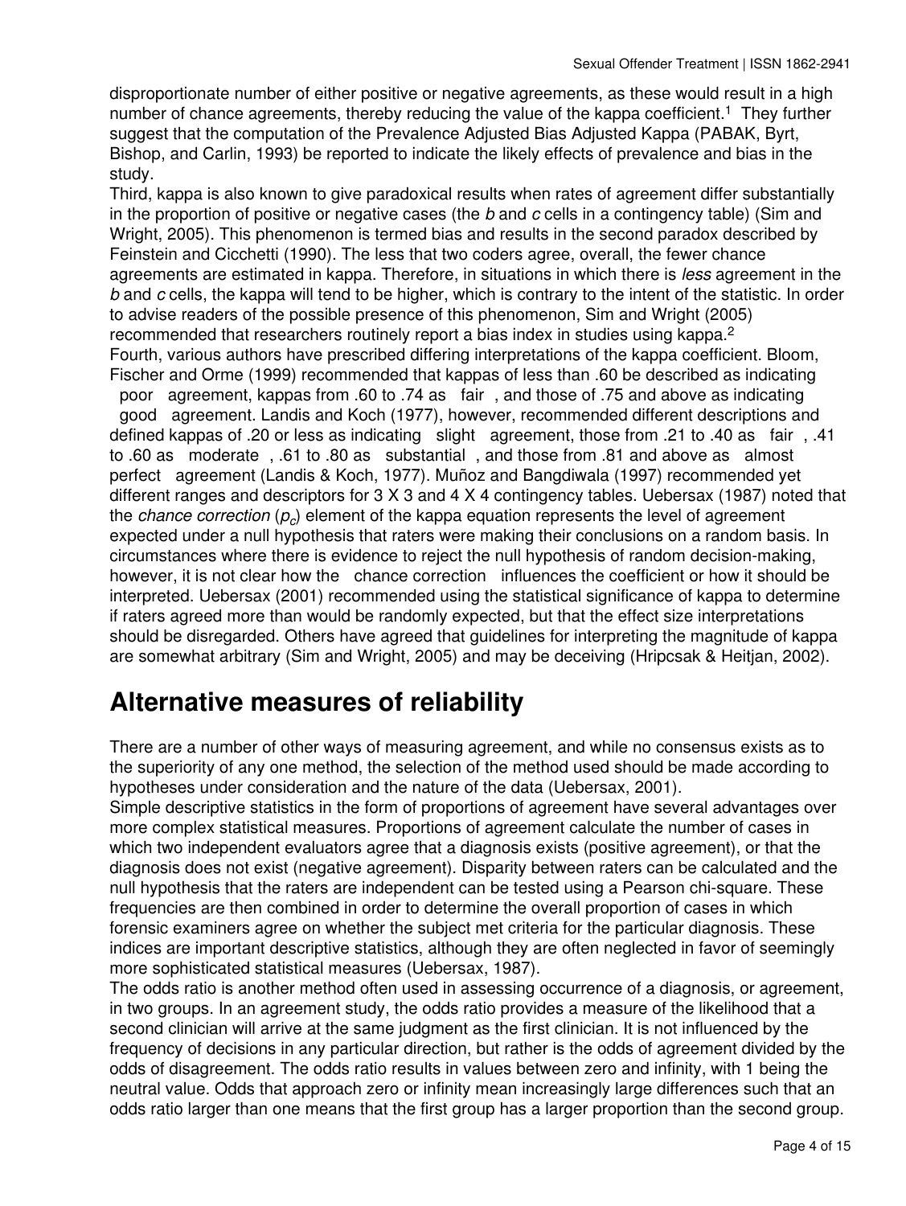disproportionate number of either positive or negative agreements, as these would result in a high number of chance agreements, thereby reducing the value of the kappa coefficient.[1] They further suggest that the computation of the Prevalence Adjusted Bias Adjusted Kappa (PABAK, Byrt, Bishop, and Carlin, 1993) be reported to indicate the likely effects of prevalence and bias in the study.

Third, kappa is also known to give paradoxical results when rates of agreement differ substantially in the proportion of positive or negative cases (the *b* and *c* cells in a contingency table) (Sim and Wright, 2005). This phenomenon is termed bias and results in the second paradox described by Feinstein and Cicchetti (1990). The less that two coders agree, overall, the fewer chance agreements are estimated in kappa. Therefore, in situations in which there is *less* agreement in the *b* and *c* cells, the kappa will tend to be higher, which is contrary to the intent of the statistic. In order to advise readers of the possible presence of this phenomenon, Sim and Wright (2005) recommended that researchers routinely report a bias index in studies using kappa.[2]

Fourth, various authors have prescribed differing interpretations of the kappa coefficient. Bloom, Fischer and Orme (1999) recommended that kappas of less than .60 be described as indicating "poor" agreement, kappas from .60 to .74 as "fair", and those of .75 and above as indicating "good" agreement. Landis and Koch (1977), however, recommended different descriptions and defined kappas of .20 or less as indicating "slight" agreement, those from .21 to .40 as "fair", .41 to .60 as "moderate", .61 to .80 as "substantial", and those from .81 and above as "almost perfect" agreement (Landis & Koch, 1977). Muñoz and Bangdiwala (1997) recommended yet different ranges and descriptors for 3 X 3 and 4 X 4 contingency tables. Uebersax (1987) noted that the *chance correction* ($p_c$) element of the kappa equation represents the level of agreement expected under a null hypothesis that raters were making their conclusions on a random basis. In circumstances where there is evidence to reject the null hypothesis of random decision-making, however, it is not clear how the "chance correction" influences the coefficient or how it should be interpreted. Uebersax (2001) recommended using the statistical significance of kappa to determine if raters agreed more than would be randomly expected, but that the effect size interpretations should be disregarded. Others have agreed that guidelines for interpreting the magnitude of kappa are somewhat arbitrary (Sim and Wright, 2005) and may be deceiving (Hripcsak & Heitjan, 2002).

## Alternative measures of reliability

There are a number of other ways of measuring agreement, and while no consensus exists as to the superiority of any one method, the selection of the method used should be made according to hypotheses under consideration and the nature of the data (Uebersax, 2001).

Simple descriptive statistics in the form of proportions of agreement have several advantages over more complex statistical measures. Proportions of agreement calculate the number of cases in which two independent evaluators agree that a diagnosis exists (positive agreement), or that the diagnosis does not exist (negative agreement). Disparity between raters can be calculated and the null hypothesis that the raters are independent can be tested using a Pearson chi-square. These frequencies are then combined in order to determine the overall proportion of cases in which forensic examiners agree on whether the subject met criteria for the particular diagnosis. These indices are important descriptive statistics, although they are often neglected in favor of seemingly more sophisticated statistical measures (Uebersax, 1987).

The odds ratio is another method often used in assessing occurrence of a diagnosis, or agreement, in two groups. In an agreement study, the odds ratio provides a measure of the likelihood that a second clinician will arrive at the same judgment as the first clinician. It is not influenced by the frequency of decisions in any particular direction, but rather is the odds of agreement divided by the odds of disagreement. The odds ratio results in values between zero and infinity, with 1 being the neutral value. Odds that approach zero or infinity mean increasingly large differences such that an odds ratio larger than one means that the first group has a larger proportion than the second group.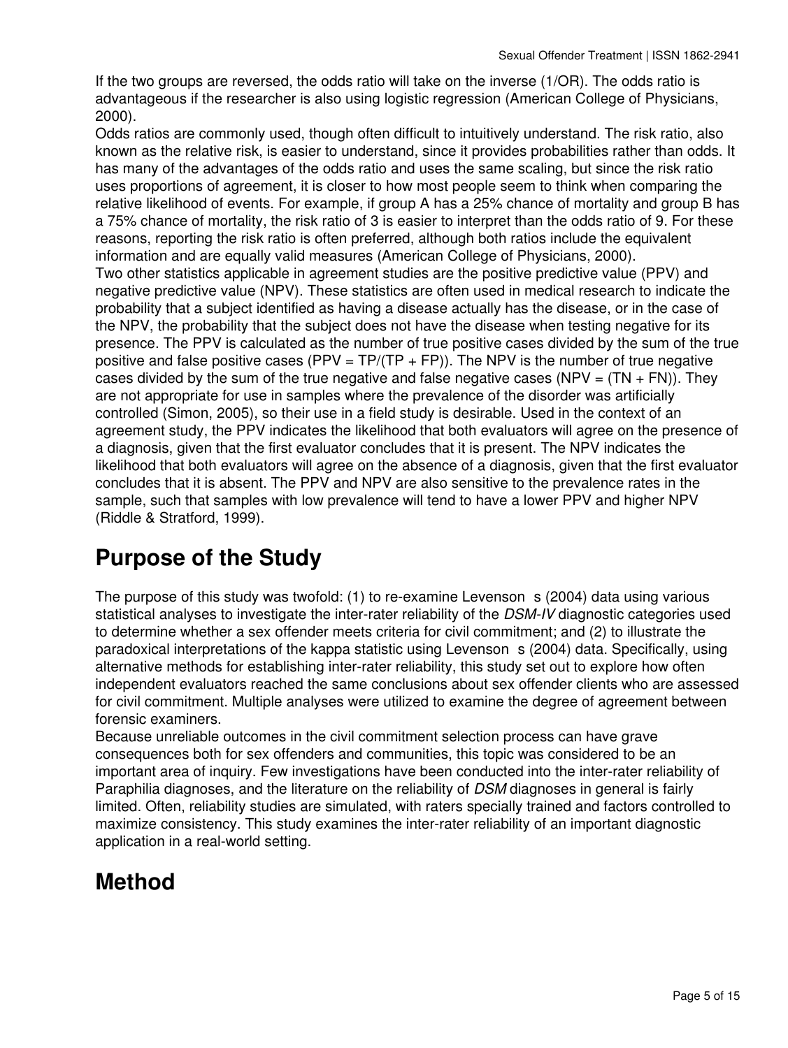If the two groups are reversed, the odds ratio will take on the inverse (1/OR). The odds ratio is advantageous if the researcher is also using logistic regression (American College of Physicians, 2000).

Odds ratios are commonly used, though often difficult to intuitively understand. The risk ratio, also known as the relative risk, is easier to understand, since it provides probabilities rather than odds. It has many of the advantages of the odds ratio and uses the same scaling, but since the risk ratio uses proportions of agreement, it is closer to how most people seem to think when comparing the relative likelihood of events. For example, if group A has a 25% chance of mortality and group B has a 75% chance of mortality, the risk ratio of 3 is easier to interpret than the odds ratio of 9. For these reasons, reporting the risk ratio is often preferred, although both ratios include the equivalent information and are equally valid measures (American College of Physicians, 2000).

Two other statistics applicable in agreement studies are the positive predictive value (PPV) and negative predictive value (NPV). These statistics are often used in medical research to indicate the probability that a subject identified as having a disease actually has the disease, or in the case of the NPV, the probability that the subject does not have the disease when testing negative for its presence. The PPV is calculated as the number of true positive cases divided by the sum of the true positive and false positive cases (PPV = TP/(TP + FP)). The NPV is the number of true negative cases divided by the sum of the true negative and false negative cases (NPV = (TN + FN)). They are not appropriate for use in samples where the prevalence of the disorder was artificially controlled (Simon, 2005), so their use in a field study is desirable. Used in the context of an agreement study, the PPV indicates the likelihood that both evaluators will agree on the presence of a diagnosis, given that the first evaluator concludes that it is present. The NPV indicates the likelihood that both evaluators will agree on the absence of a diagnosis, given that the first evaluator concludes that it is absent. The PPV and NPV are also sensitive to the prevalence rates in the sample, such that samples with low prevalence will tend to have a lower PPV and higher NPV (Riddle & Stratford, 1999).

# Purpose of the Study

The purpose of this study was twofold: (1) to re-examine Levenson s (2004) data using various statistical analyses to investigate the inter-rater reliability of the *DSM-IV* diagnostic categories used to determine whether a sex offender meets criteria for civil commitment; and (2) to illustrate the paradoxical interpretations of the kappa statistic using Levenson s (2004) data. Specifically, using alternative methods for establishing inter-rater reliability, this study set out to explore how often independent evaluators reached the same conclusions about sex offender clients who are assessed for civil commitment. Multiple analyses were utilized to examine the degree of agreement between forensic examiners.

Because unreliable outcomes in the civil commitment selection process can have grave consequences both for sex offenders and communities, this topic was considered to be an important area of inquiry. Few investigations have been conducted into the inter-rater reliability of Paraphilia diagnoses, and the literature on the reliability of *DSM* diagnoses in general is fairly limited. Often, reliability studies are simulated, with raters specially trained and factors controlled to maximize consistency. This study examines the inter-rater reliability of an important diagnostic application in a real-world setting.

# Method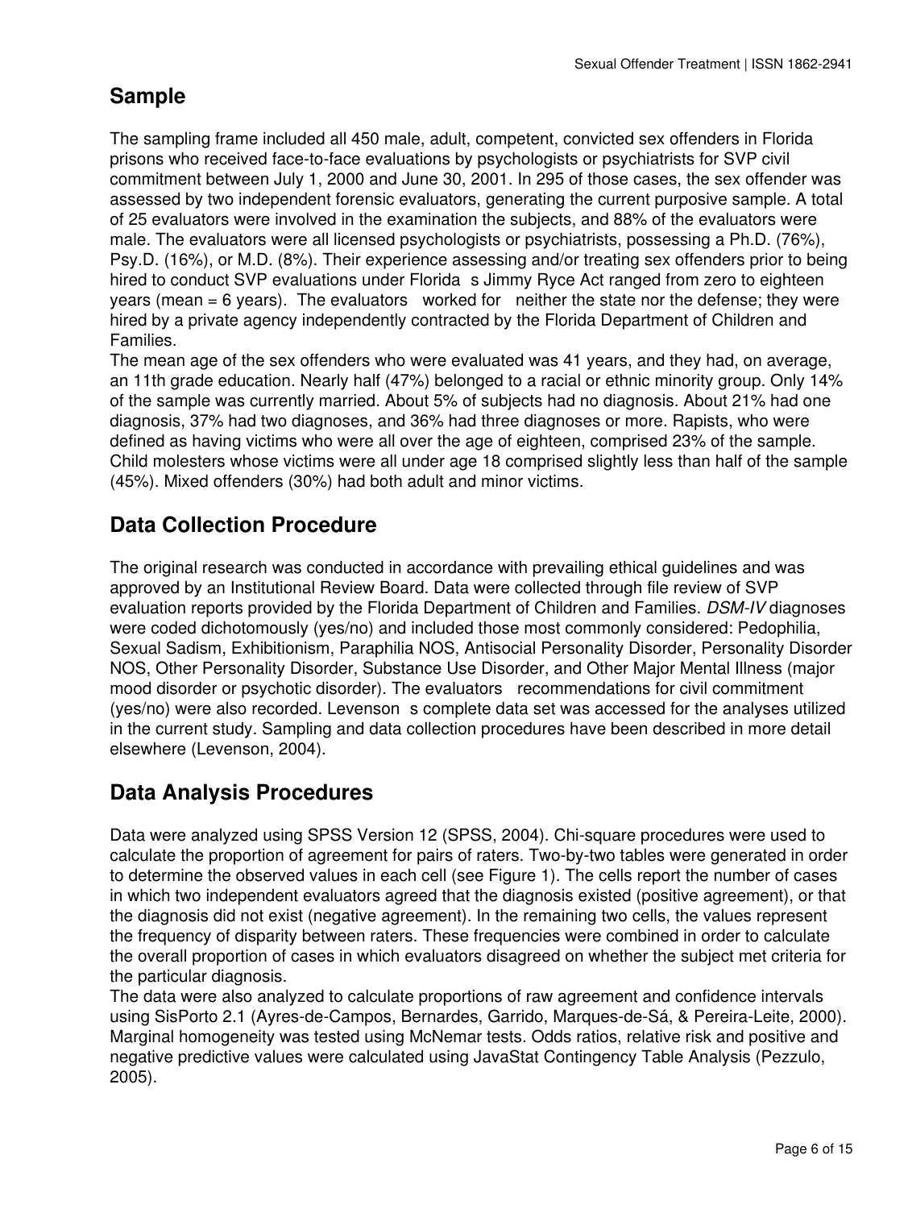## Sample

The sampling frame included all 450 male, adult, competent, convicted sex offenders in Florida prisons who received face-to-face evaluations by psychologists or psychiatrists for SVP civil commitment between July 1, 2000 and June 30, 2001. In 295 of those cases, the sex offender was assessed by two independent forensic evaluators, generating the current purposive sample. A total of 25 evaluators were involved in the examination the subjects, and 88% of the evaluators were male. The evaluators were all licensed psychologists or psychiatrists, possessing a Ph.D. (76%), Psy.D. (16%), or M.D. (8%). Their experience assessing and/or treating sex offenders prior to being hired to conduct SVP evaluations under Florida s Jimmy Ryce Act ranged from zero to eighteen years (mean = 6 years). The evaluators worked for neither the state nor the defense; they were hired by a private agency independently contracted by the Florida Department of Children and Families.

The mean age of the sex offenders who were evaluated was 41 years, and they had, on average, an 11th grade education. Nearly half (47%) belonged to a racial or ethnic minority group. Only 14% of the sample was currently married. About 5% of subjects had no diagnosis. About 21% had one diagnosis, 37% had two diagnoses, and 36% had three diagnoses or more. Rapists, who were defined as having victims who were all over the age of eighteen, comprised 23% of the sample. Child molesters whose victims were all under age 18 comprised slightly less than half of the sample (45%). Mixed offenders (30%) had both adult and minor victims.

## Data Collection Procedure

The original research was conducted in accordance with prevailing ethical guidelines and was approved by an Institutional Review Board. Data were collected through file review of SVP evaluation reports provided by the Florida Department of Children and Families. *DSM-IV* diagnoses were coded dichotomously (yes/no) and included those most commonly considered: Pedophilia, Sexual Sadism, Exhibitionism, Paraphilia NOS, Antisocial Personality Disorder, Personality Disorder NOS, Other Personality Disorder, Substance Use Disorder, and Other Major Mental Illness (major mood disorder or psychotic disorder). The evaluators recommendations for civil commitment (yes/no) were also recorded. Levenson s complete data set was accessed for the analyses utilized in the current study. Sampling and data collection procedures have been described in more detail elsewhere (Levenson, 2004).

## Data Analysis Procedures

Data were analyzed using SPSS Version 12 (SPSS, 2004). Chi-square procedures were used to calculate the proportion of agreement for pairs of raters. Two-by-two tables were generated in order to determine the observed values in each cell (see Figure 1). The cells report the number of cases in which two independent evaluators agreed that the diagnosis existed (positive agreement), or that the diagnosis did not exist (negative agreement). In the remaining two cells, the values represent the frequency of disparity between raters. These frequencies were combined in order to calculate the overall proportion of cases in which evaluators disagreed on whether the subject met criteria for the particular diagnosis.

The data were also analyzed to calculate proportions of raw agreement and confidence intervals using SisPorto 2.1 (Ayres-de-Campos, Bernardes, Garrido, Marques-de-Sá, & Pereira-Leite, 2000). Marginal homogeneity was tested using McNemar tests. Odds ratios, relative risk and positive and negative predictive values were calculated using JavaStat Contingency Table Analysis (Pezzulo, 2005).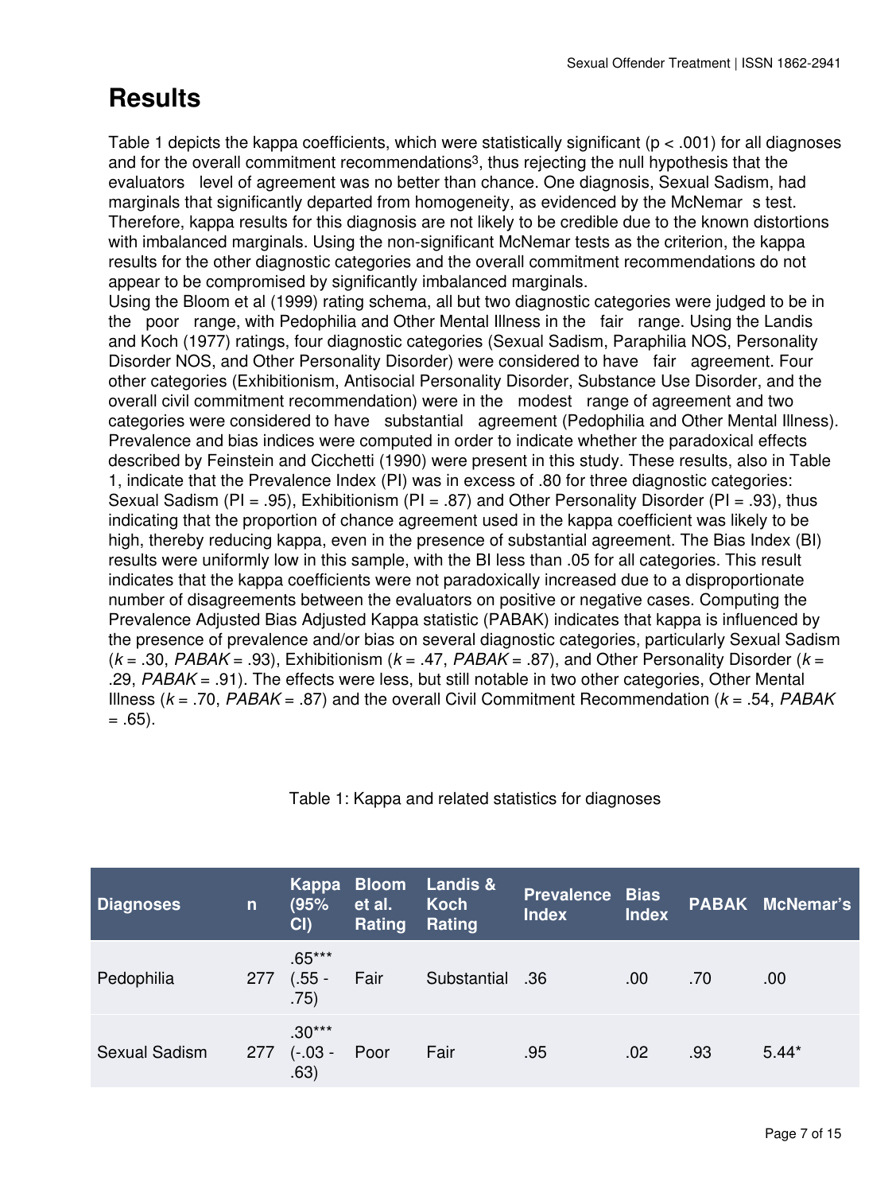# Results

Table 1 depicts the kappa coefficients, which were statistically significant ($p < .001$) for all diagnoses and for the overall commitment recommendations[3], thus rejecting the null hypothesis that the evaluators level of agreement was no better than chance. One diagnosis, Sexual Sadism, had marginals that significantly departed from homogeneity, as evidenced by the McNemar s test. Therefore, kappa results for this diagnosis are not likely to be credible due to the known distortions with imbalanced marginals. Using the non-significant McNemar tests as the criterion, the kappa results for the other diagnostic categories and the overall commitment recommendations do not appear to be compromised by significantly imbalanced marginals.

Using the Bloom et al (1999) rating schema, all but two diagnostic categories were judged to be in the poor range, with Pedophilia and Other Mental Illness in the fair range. Using the Landis and Koch (1977) ratings, four diagnostic categories (Sexual Sadism, Paraphilia NOS, Personality Disorder NOS, and Other Personality Disorder) were considered to have fair agreement. Four other categories (Exhibitionism, Antisocial Personality Disorder, Substance Use Disorder, and the overall civil commitment recommendation) were in the modest range of agreement and two categories were considered to have substantial agreement (Pedophilia and Other Mental Illness). Prevalence and bias indices were computed in order to indicate whether the paradoxical effects described by Feinstein and Cicchetti (1990) were present in this study. These results, also in Table 1, indicate that the Prevalence Index (PI) was in excess of .80 for three diagnostic categories: Sexual Sadism (PI = .95), Exhibitionism (PI = .87) and Other Personality Disorder (PI = .93), thus indicating that the proportion of chance agreement used in the kappa coefficient was likely to be high, thereby reducing kappa, even in the presence of substantial agreement. The Bias Index (BI) results were uniformly low in this sample, with the BI less than .05 for all categories. This result indicates that the kappa coefficients were not paradoxically increased due to a disproportionate number of disagreements between the evaluators on positive or negative cases. Computing the Prevalence Adjusted Bias Adjusted Kappa statistic (PABAK) indicates that kappa is influenced by the presence of prevalence and/or bias on several diagnostic categories, particularly Sexual Sadism ($k = .30$, $PABAK = .93$), Exhibitionism ($k = .47$, $PABAK = .87$), and Other Personality Disorder ($k = .29$, $PABAK = .91$). The effects were less, but still notable in two other categories, Other Mental Illness ($k = .70$, $PABAK = .87$) and the overall Civil Commitment Recommendation ($k = .54$, $PABAK = .65$).

Table 1: Kappa and related statistics for diagnoses

| Diagnoses | n | Kappa (95% CI) | Bloom et al. Rating | Landis & Koch Rating | Prevalence Index | Bias Index | PABAK | McNemar's |
|---|---|---|---|---|---|---|---|---|
| Pedophilia | 277 | .65*** (.55 - .75) | Fair | Substantial | .36 | .00 | .70 | .00 |
| Sexual Sadism | 277 | .30*** (-.03 - .63) | Poor | Fair | .95 | .02 | .93 | 5.44* |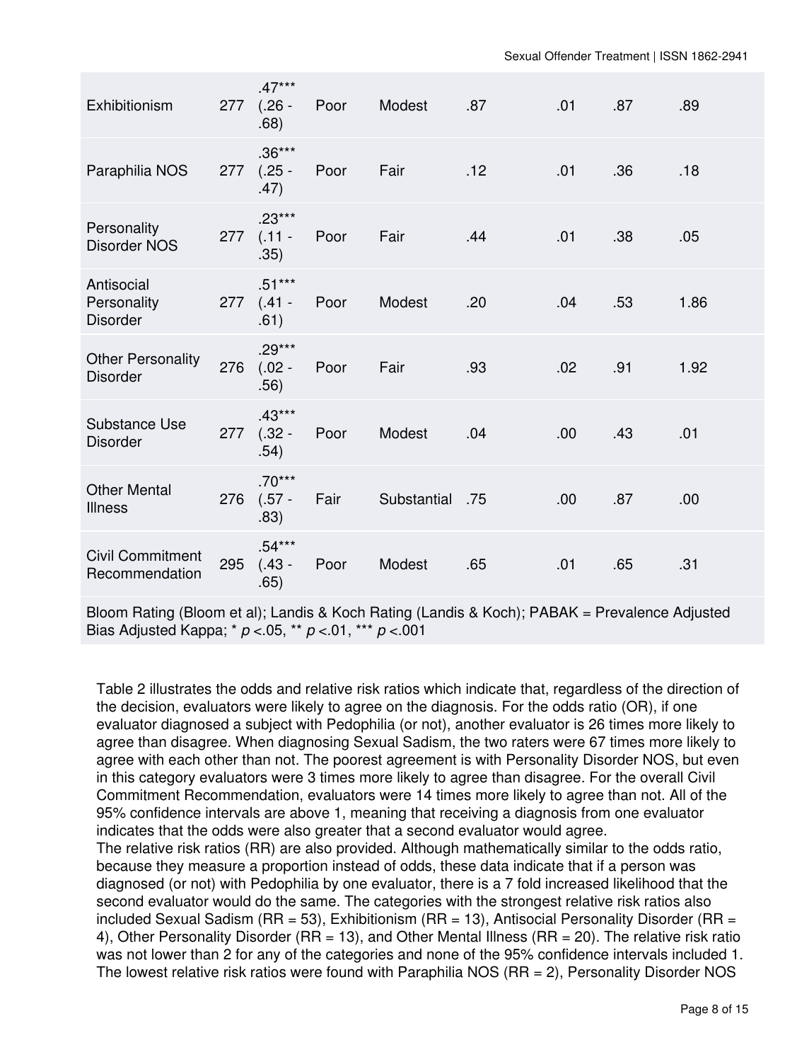| | | | | | | | | |
|---|---|---|---|---|---|---|---|---|
| Exhibitionism | 277 | .47*** (.26 - .68) | Poor | Modest | .87 | .01 | .87 | .89 |
| Paraphilia NOS | 277 | .36*** (.25 - .47) | Poor | Fair | .12 | .01 | .36 | .18 |
| Personality Disorder NOS | 277 | .23*** (.11 - .35) | Poor | Fair | .44 | .01 | .38 | .05 |
| Antisocial Personality Disorder | 277 | .51*** (.41 - .61) | Poor | Modest | .20 | .04 | .53 | 1.86 |
| Other Personality Disorder | 276 | .29*** (.02 - .56) | Poor | Fair | .93 | .02 | .91 | 1.92 |
| Substance Use Disorder | 277 | .43*** (.32 - .54) | Poor | Modest | .04 | .00 | .43 | .01 |
| Other Mental Illness | 276 | .70*** (.57 - .83) | Fair | Substantial | .75 | .00 | .87 | .00 |
| Civil Commitment Recommendation | 295 | .54*** (.43 - .65) | Poor | Modest | .65 | .01 | .65 | .31 |

Bloom Rating (Bloom et al); Landis & Koch Rating (Landis & Koch); PABAK = Prevalence Adjusted Bias Adjusted Kappa; * $p < .05$, ** $p < .01$, *** $p < .001$

Table 2 illustrates the odds and relative risk ratios which indicate that, regardless of the direction of the decision, evaluators were likely to agree on the diagnosis. For the odds ratio (OR), if one evaluator diagnosed a subject with Pedophilia (or not), another evaluator is 26 times more likely to agree than disagree. When diagnosing Sexual Sadism, the two raters were 67 times more likely to agree with each other than not. The poorest agreement is with Personality Disorder NOS, but even in this category evaluators were 3 times more likely to agree than disagree. For the overall Civil Commitment Recommendation, evaluators were 14 times more likely to agree than not. All of the 95% confidence intervals are above 1, meaning that receiving a diagnosis from one evaluator indicates that the odds were also greater that a second evaluator would agree.

The relative risk ratios (RR) are also provided. Although mathematically similar to the odds ratio, because they measure a proportion instead of odds, these data indicate that if a person was diagnosed (or not) with Pedophilia by one evaluator, there is a 7 fold increased likelihood that the second evaluator would do the same. The categories with the strongest relative risk ratios also included Sexual Sadism (RR = 53), Exhibitionism (RR = 13), Antisocial Personality Disorder (RR = 4), Other Personality Disorder (RR = 13), and Other Mental Illness (RR = 20). The relative risk ratio was not lower than 2 for any of the categories and none of the 95% confidence intervals included 1. The lowest relative risk ratios were found with Paraphilia NOS (RR = 2), Personality Disorder NOS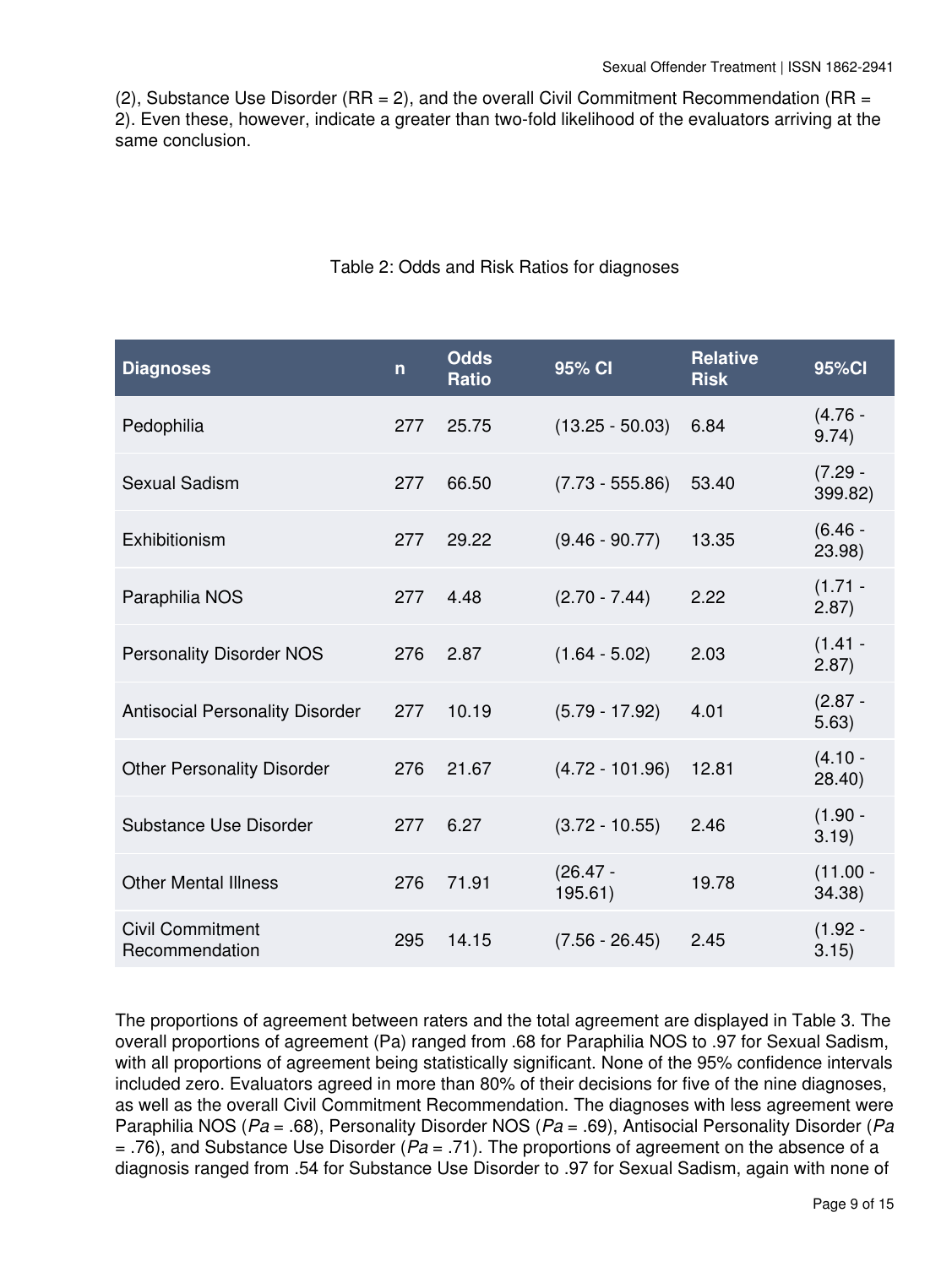(2), Substance Use Disorder (RR = 2), and the overall Civil Commitment Recommendation (RR = 2). Even these, however, indicate a greater than two-fold likelihood of the evaluators arriving at the same conclusion.

Table 2: Odds and Risk Ratios for diagnoses

| Diagnoses | n | Odds Ratio | 95% CI | Relative Risk | 95%CI |
|---|---|---|---|---|---|
| Pedophilia | 277 | 25.75 | (13.25 - 50.03) | 6.84 | (4.76 - 9.74) |
| Sexual Sadism | 277 | 66.50 | (7.73 - 555.86) | 53.40 | (7.29 - 399.82) |
| Exhibitionism | 277 | 29.22 | (9.46 - 90.77) | 13.35 | (6.46 - 23.98) |
| Paraphilia NOS | 277 | 4.48 | (2.70 - 7.44) | 2.22 | (1.71 - 2.87) |
| Personality Disorder NOS | 276 | 2.87 | (1.64 - 5.02) | 2.03 | (1.41 - 2.87) |
| Antisocial Personality Disorder | 277 | 10.19 | (5.79 - 17.92) | 4.01 | (2.87 - 5.63) |
| Other Personality Disorder | 276 | 21.67 | (4.72 - 101.96) | 12.81 | (4.10 - 28.40) |
| Substance Use Disorder | 277 | 6.27 | (3.72 - 10.55) | 2.46 | (1.90 - 3.19) |
| Other Mental Illness | 276 | 71.91 | (26.47 - 195.61) | 19.78 | (11.00 - 34.38) |
| Civil Commitment Recommendation | 295 | 14.15 | (7.56 - 26.45) | 2.45 | (1.92 - 3.15) |

The proportions of agreement between raters and the total agreement are displayed in Table 3. The overall proportions of agreement (Pa) ranged from .68 for Paraphilia NOS to .97 for Sexual Sadism, with all proportions of agreement being statistically significant. None of the 95% confidence intervals included zero. Evaluators agreed in more than 80% of their decisions for five of the nine diagnoses, as well as the overall Civil Commitment Recommendation. The diagnoses with less agreement were Paraphilia NOS (*Pa* = .68), Personality Disorder NOS (*Pa* = .69), Antisocial Personality Disorder (*Pa* = .76), and Substance Use Disorder (*Pa* = .71). The proportions of agreement on the absence of a diagnosis ranged from .54 for Substance Use Disorder to .97 for Sexual Sadism, again with none of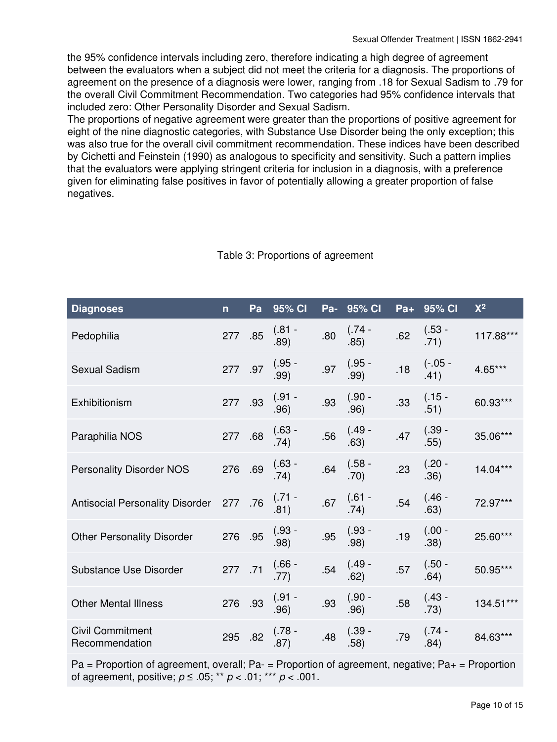the 95% confidence intervals including zero, therefore indicating a high degree of agreement between the evaluators when a subject did not meet the criteria for a diagnosis. The proportions of agreement on the presence of a diagnosis were lower, ranging from .18 for Sexual Sadism to .79 for the overall Civil Commitment Recommendation. Two categories had 95% confidence intervals that included zero: Other Personality Disorder and Sexual Sadism.

The proportions of negative agreement were greater than the proportions of positive agreement for eight of the nine diagnostic categories, with Substance Use Disorder being the only exception; this was also true for the overall civil commitment recommendation. These indices have been described by Cichetti and Feinstein (1990) as analogous to specificity and sensitivity. Such a pattern implies that the evaluators were applying stringent criteria for inclusion in a diagnosis, with a preference given for eliminating false positives in favor of potentially allowing a greater proportion of false negatives.

Table 3: Proportions of agreement

| Diagnoses | n | Pa | 95% CI | Pa- | 95% CI | Pa+ | 95% CI | $X^2$ |
|---|---|---|---|---|---|---|---|---|
| Pedophilia | 277 | .85 | (.81 - .89) | .80 | (.74 - .85) | .62 | (.53 - .71) | 117.88*** |
| Sexual Sadism | 277 | .97 | (.95 - .99) | .97 | (.95 - .99) | .18 | (-.05 - .41) | 4.65*** |
| Exhibitionism | 277 | .93 | (.91 - .96) | .93 | (.90 - .96) | .33 | (.15 - .51) | 60.93*** |
| Paraphilia NOS | 277 | .68 | (.63 - .74) | .56 | (.49 - .63) | .47 | (.39 - .55) | 35.06*** |
| Personality Disorder NOS | 276 | .69 | (.63 - .74) | .64 | (.58 - .70) | .23 | (.20 - .36) | 14.04*** |
| Antisocial Personality Disorder | 277 | .76 | (.71 - .81) | .67 | (.61 - .74) | .54 | (.46 - .63) | 72.97*** |
| Other Personality Disorder | 276 | .95 | (.93 - .98) | .95 | (.93 - .98) | .19 | (.00 - .38) | 25.60*** |
| Substance Use Disorder | 277 | .71 | (.66 - .77) | .54 | (.49 - .62) | .57 | (.50 - .64) | 50.95*** |
| Other Mental Illness | 276 | .93 | (.91 - .96) | .93 | (.90 - .96) | .58 | (.43 - .73) | 134.51*** |
| Civil Commitment Recommendation | 295 | .82 | (.78 - .87) | .48 | (.39 - .58) | .79 | (.74 - .84) | 84.63*** |

Pa = Proportion of agreement, overall; Pa- = Proportion of agreement, negative; Pa+ = Proportion of agreement, positive; $p \leq .05$; ** $p < .01$; *** $p < .001$.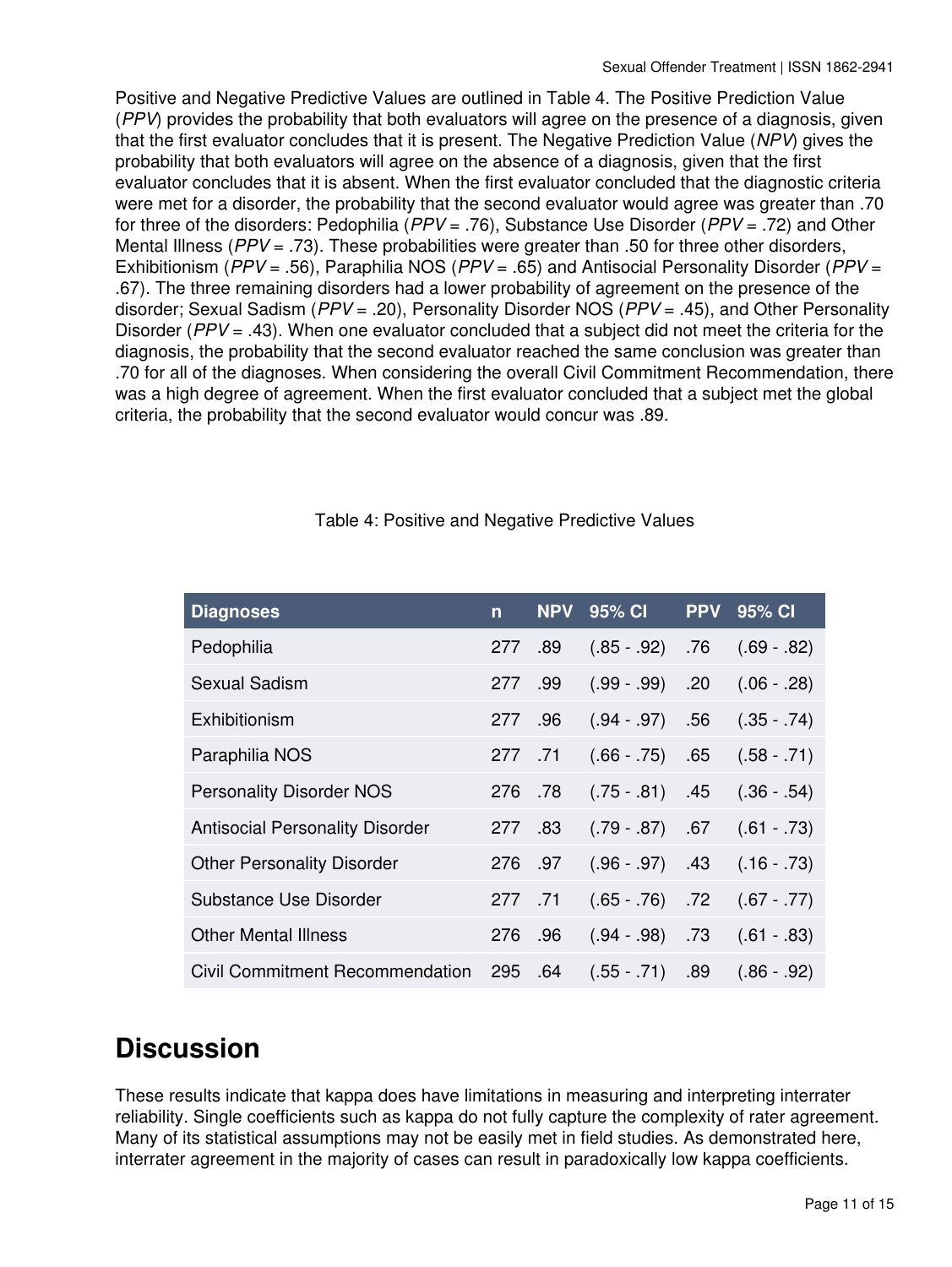Positive and Negative Predictive Values are outlined in Table 4. The Positive Prediction Value (*PPV*) provides the probability that both evaluators will agree on the presence of a diagnosis, given that the first evaluator concludes that it is present. The Negative Prediction Value (*NPV*) gives the probability that both evaluators will agree on the absence of a diagnosis, given that the first evaluator concludes that it is absent. When the first evaluator concluded that the diagnostic criteria were met for a disorder, the probability that the second evaluator would agree was greater than .70 for three of the disorders: Pedophilia (*PPV* = .76), Substance Use Disorder (*PPV* = .72) and Other Mental Illness (*PPV* = .73). These probabilities were greater than .50 for three other disorders, Exhibitionism (*PPV* = .56), Paraphilia NOS (*PPV* = .65) and Antisocial Personality Disorder (*PPV* = .67). The three remaining disorders had a lower probability of agreement on the presence of the disorder; Sexual Sadism (*PPV* = .20), Personality Disorder NOS (*PPV* = .45), and Other Personality Disorder (*PPV* = .43). When one evaluator concluded that a subject did not meet the criteria for the diagnosis, the probability that the second evaluator reached the same conclusion was greater than .70 for all of the diagnoses. When considering the overall Civil Commitment Recommendation, there was a high degree of agreement. When the first evaluator concluded that a subject met the global criteria, the probability that the second evaluator would concur was .89.

Table 4: Positive and Negative Predictive Values

| Diagnoses | n | NPV | 95% CI | PPV | 95% CI |
|---|---|---|---|---|---|
| Pedophilia | 277 | .89 | (.85 - .92) | .76 | (.69 - .82) |
| Sexual Sadism | 277 | .99 | (.99 - .99) | .20 | (.06 - .28) |
| Exhibitionism | 277 | .96 | (.94 - .97) | .56 | (.35 - .74) |
| Paraphilia NOS | 277 | .71 | (.66 - .75) | .65 | (.58 - .71) |
| Personality Disorder NOS | 276 | .78 | (.75 - .81) | .45 | (.36 - .54) |
| Antisocial Personality Disorder | 277 | .83 | (.79 - .87) | .67 | (.61 - .73) |
| Other Personality Disorder | 276 | .97 | (.96 - .97) | .43 | (.16 - .73) |
| Substance Use Disorder | 277 | .71 | (.65 - .76) | .72 | (.67 - .77) |
| Other Mental Illness | 276 | .96 | (.94 - .98) | .73 | (.61 - .83) |
| Civil Commitment Recommendation | 295 | .64 | (.55 - .71) | .89 | (.86 - .92) |

# Discussion

These results indicate that kappa does have limitations in measuring and interpreting interrater reliability. Single coefficients such as kappa do not fully capture the complexity of rater agreement. Many of its statistical assumptions may not be easily met in field studies. As demonstrated here, interrater agreement in the majority of cases can result in paradoxically low kappa coefficients.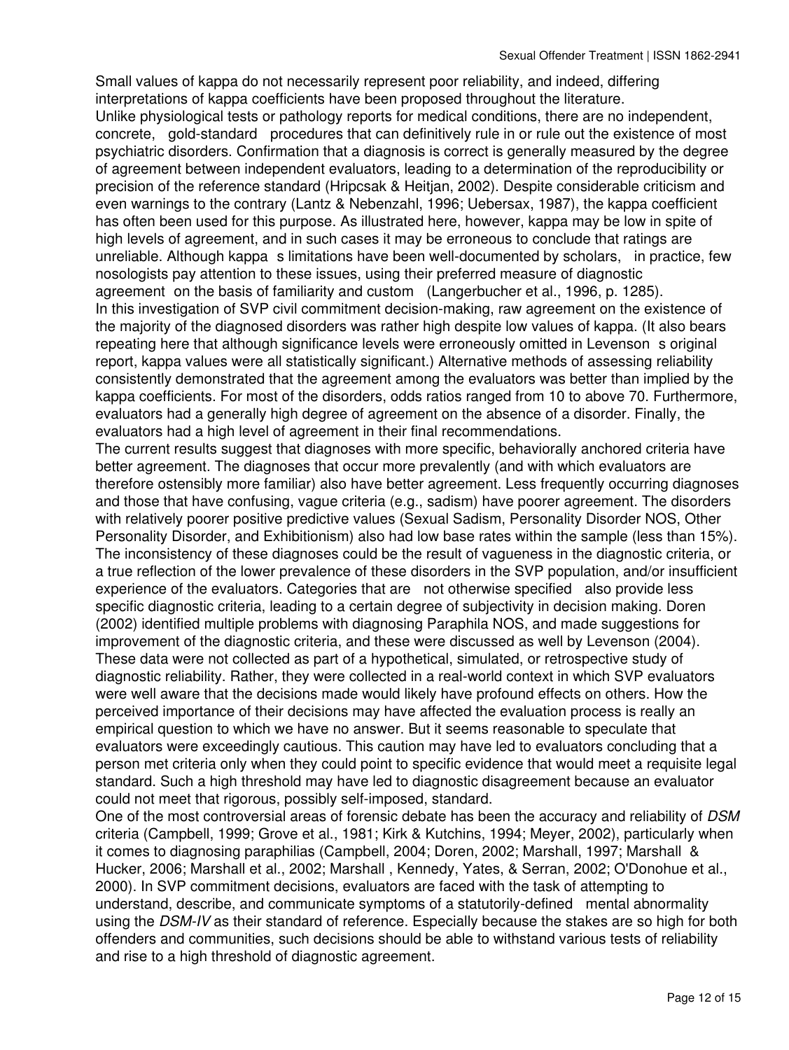Small values of kappa do not necessarily represent poor reliability, and indeed, differing interpretations of kappa coefficients have been proposed throughout the literature.

Unlike physiological tests or pathology reports for medical conditions, there are no independent, concrete, gold-standard procedures that can definitively rule in or rule out the existence of most psychiatric disorders. Confirmation that a diagnosis is correct is generally measured by the degree of agreement between independent evaluators, leading to a determination of the reproducibility or precision of the reference standard (Hripcsak & Heitjan, 2002). Despite considerable criticism and even warnings to the contrary (Lantz & Nebenzahl, 1996; Uebersax, 1987), the kappa coefficient has often been used for this purpose. As illustrated here, however, kappa may be low in spite of high levels of agreement, and in such cases it may be erroneous to conclude that ratings are unreliable. Although kappa s limitations have been well-documented by scholars, in practice, few nosologists pay attention to these issues, using their preferred measure of diagnostic agreement on the basis of familiarity and custom (Langerbucher et al., 1996, p. 1285).

In this investigation of SVP civil commitment decision-making, raw agreement on the existence of the majority of the diagnosed disorders was rather high despite low values of kappa. (It also bears repeating here that although significance levels were erroneously omitted in Levenson s original report, kappa values were all statistically significant.) Alternative methods of assessing reliability consistently demonstrated that the agreement among the evaluators was better than implied by the kappa coefficients. For most of the disorders, odds ratios ranged from 10 to above 70. Furthermore, evaluators had a generally high degree of agreement on the absence of a disorder. Finally, the evaluators had a high level of agreement in their final recommendations.

The current results suggest that diagnoses with more specific, behaviorally anchored criteria have better agreement. The diagnoses that occur more prevalently (and with which evaluators are therefore ostensibly more familiar) also have better agreement. Less frequently occurring diagnoses and those that have confusing, vague criteria (e.g., sadism) have poorer agreement. The disorders with relatively poorer positive predictive values (Sexual Sadism, Personality Disorder NOS, Other Personality Disorder, and Exhibitionism) also had low base rates within the sample (less than 15%). The inconsistency of these diagnoses could be the result of vagueness in the diagnostic criteria, or a true reflection of the lower prevalence of these disorders in the SVP population, and/or insufficient experience of the evaluators. Categories that are not otherwise specified also provide less specific diagnostic criteria, leading to a certain degree of subjectivity in decision making. Doren (2002) identified multiple problems with diagnosing Paraphila NOS, and made suggestions for improvement of the diagnostic criteria, and these were discussed as well by Levenson (2004).

These data were not collected as part of a hypothetical, simulated, or retrospective study of diagnostic reliability. Rather, they were collected in a real-world context in which SVP evaluators were well aware that the decisions made would likely have profound effects on others. How the perceived importance of their decisions may have affected the evaluation process is really an empirical question to which we have no answer. But it seems reasonable to speculate that evaluators were exceedingly cautious. This caution may have led to evaluators concluding that a person met criteria only when they could point to specific evidence that would meet a requisite legal standard. Such a high threshold may have led to diagnostic disagreement because an evaluator could not meet that rigorous, possibly self-imposed, standard.

One of the most controversial areas of forensic debate has been the accuracy and reliability of *DSM* criteria (Campbell, 1999; Grove et al., 1981; Kirk & Kutchins, 1994; Meyer, 2002), particularly when it comes to diagnosing paraphilias (Campbell, 2004; Doren, 2002; Marshall, 1997; Marshall & Hucker, 2006; Marshall et al., 2002; Marshall , Kennedy, Yates, & Serran, 2002; O'Donohue et al., 2000). In SVP commitment decisions, evaluators are faced with the task of attempting to understand, describe, and communicate symptoms of a statutorily-defined mental abnormality using the *DSM-IV* as their standard of reference. Especially because the stakes are so high for both offenders and communities, such decisions should be able to withstand various tests of reliability and rise to a high threshold of diagnostic agreement.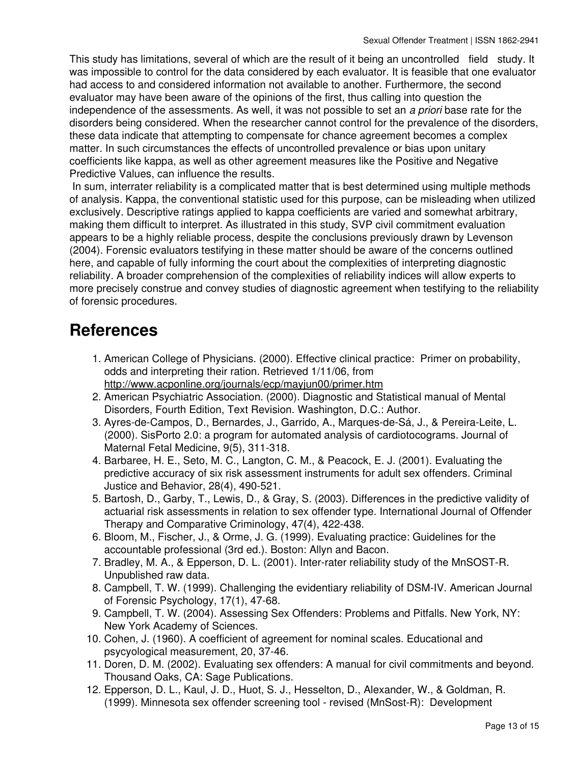This study has limitations, several of which are the result of it being an uncontrolled field study. It was impossible to control for the data considered by each evaluator. It is feasible that one evaluator had access to and considered information not available to another. Furthermore, the second evaluator may have been aware of the opinions of the first, thus calling into question the independence of the assessments. As well, it was not possible to set an *a priori* base rate for the disorders being considered. When the researcher cannot control for the prevalence of the disorders, these data indicate that attempting to compensate for chance agreement becomes a complex matter. In such circumstances the effects of uncontrolled prevalence or bias upon unitary coefficients like kappa, as well as other agreement measures like the Positive and Negative Predictive Values, can influence the results.

In sum, interrater reliability is a complicated matter that is best determined using multiple methods of analysis. Kappa, the conventional statistic used for this purpose, can be misleading when utilized exclusively. Descriptive ratings applied to kappa coefficients are varied and somewhat arbitrary, making them difficult to interpret. As illustrated in this study, SVP civil commitment evaluation appears to be a highly reliable process, despite the conclusions previously drawn by Levenson (2004). Forensic evaluators testifying in these matter should be aware of the concerns outlined here, and capable of fully informing the court about the complexities of interpreting diagnostic reliability. A broader comprehension of the complexities of reliability indices will allow experts to more precisely construe and convey studies of diagnostic agreement when testifying to the reliability of forensic procedures.

# References

1. American College of Physicians. (2000). Effective clinical practice: Primer on probability, odds and interpreting their ration. Retrieved 1/11/06, from http://www.acponline.org/journals/ecp/mayjun00/primer.htm
2. American Psychiatric Association. (2000). Diagnostic and Statistical manual of Mental Disorders, Fourth Edition, Text Revision. Washington, D.C.: Author.
3. Ayres-de-Campos, D., Bernardes, J., Garrido, A., Marques-de-Sá, J., & Pereira-Leite, L. (2000). SisPorto 2.0: a program for automated analysis of cardiotocograms. Journal of Maternal Fetal Medicine, 9(5), 311-318.
4. Barbaree, H. E., Seto, M. C., Langton, C. M., & Peacock, E. J. (2001). Evaluating the predictive accuracy of six risk assessment instruments for adult sex offenders. Criminal Justice and Behavior, 28(4), 490-521.
5. Bartosh, D., Garby, T., Lewis, D., & Gray, S. (2003). Differences in the predictive validity of actuarial risk assessments in relation to sex offender type. International Journal of Offender Therapy and Comparative Criminology, 47(4), 422-438.
6. Bloom, M., Fischer, J., & Orme, J. G. (1999). Evaluating practice: Guidelines for the accountable professional (3rd ed.). Boston: Allyn and Bacon.
7. Bradley, M. A., & Epperson, D. L. (2001). Inter-rater reliability study of the MnSOST-R. Unpublished raw data.
8. Campbell, T. W. (1999). Challenging the evidentiary reliability of DSM-IV. American Journal of Forensic Psychology, 17(1), 47-68.
9. Campbell, T. W. (2004). Assessing Sex Offenders: Problems and Pitfalls. New York, NY: New York Academy of Sciences.
10. Cohen, J. (1960). A coefficient of agreement for nominal scales. Educational and psycyological measurement, 20, 37-46.
11. Doren, D. M. (2002). Evaluating sex offenders: A manual for civil commitments and beyond. Thousand Oaks, CA: Sage Publications.
12. Epperson, D. L., Kaul, J. D., Huot, S. J., Hesselton, D., Alexander, W., & Goldman, R. (1999). Minnesota sex offender screening tool - revised (MnSost-R): Development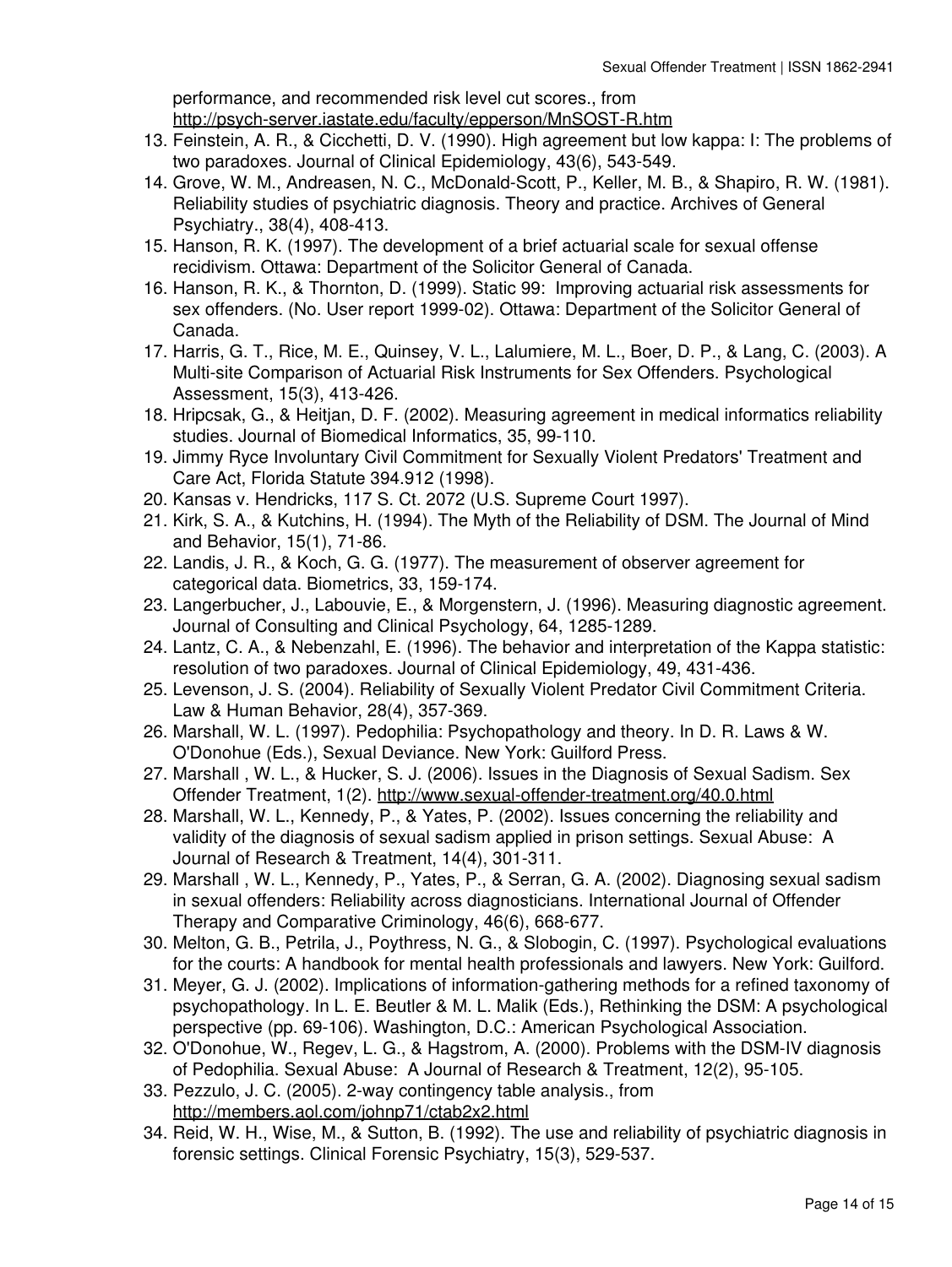performance, and recommended risk level cut scores., from http://psych-server.iastate.edu/faculty/epperson/MnSOST-R.htm

13. Feinstein, A. R., & Cicchetti, D. V. (1990). High agreement but low kappa: I: The problems of two paradoxes. Journal of Clinical Epidemiology, 43(6), 543-549.
14. Grove, W. M., Andreasen, N. C., McDonald-Scott, P., Keller, M. B., & Shapiro, R. W. (1981). Reliability studies of psychiatric diagnosis. Theory and practice. Archives of General Psychiatry., 38(4), 408-413.
15. Hanson, R. K. (1997). The development of a brief actuarial scale for sexual offense recidivism. Ottawa: Department of the Solicitor General of Canada.
16. Hanson, R. K., & Thornton, D. (1999). Static 99: Improving actuarial risk assessments for sex offenders. (No. User report 1999-02). Ottawa: Department of the Solicitor General of Canada.
17. Harris, G. T., Rice, M. E., Quinsey, V. L., Lalumiere, M. L., Boer, D. P., & Lang, C. (2003). A Multi-site Comparison of Actuarial Risk Instruments for Sex Offenders. Psychological Assessment, 15(3), 413-426.
18. Hripcsak, G., & Heitjan, D. F. (2002). Measuring agreement in medical informatics reliability studies. Journal of Biomedical Informatics, 35, 99-110.
19. Jimmy Ryce Involuntary Civil Commitment for Sexually Violent Predators' Treatment and Care Act, Florida Statute 394.912 (1998).
20. Kansas v. Hendricks, 117 S. Ct. 2072 (U.S. Supreme Court 1997).
21. Kirk, S. A., & Kutchins, H. (1994). The Myth of the Reliability of DSM. The Journal of Mind and Behavior, 15(1), 71-86.
22. Landis, J. R., & Koch, G. G. (1977). The measurement of observer agreement for categorical data. Biometrics, 33, 159-174.
23. Langerbucher, J., Labouvie, E., & Morgenstern, J. (1996). Measuring diagnostic agreement. Journal of Consulting and Clinical Psychology, 64, 1285-1289.
24. Lantz, C. A., & Nebenzahl, E. (1996). The behavior and interpretation of the Kappa statistic: resolution of two paradoxes. Journal of Clinical Epidemiology, 49, 431-436.
25. Levenson, J. S. (2004). Reliability of Sexually Violent Predator Civil Commitment Criteria. Law & Human Behavior, 28(4), 357-369.
26. Marshall, W. L. (1997). Pedophilia: Psychopathology and theory. In D. R. Laws & W. O'Donohue (Eds.), Sexual Deviance. New York: Guilford Press.
27. Marshall , W. L., & Hucker, S. J. (2006). Issues in the Diagnosis of Sexual Sadism. Sex Offender Treatment, 1(2). http://www.sexual-offender-treatment.org/40.0.html
28. Marshall, W. L., Kennedy, P., & Yates, P. (2002). Issues concerning the reliability and validity of the diagnosis of sexual sadism applied in prison settings. Sexual Abuse: A Journal of Research & Treatment, 14(4), 301-311.
29. Marshall , W. L., Kennedy, P., Yates, P., & Serran, G. A. (2002). Diagnosing sexual sadism in sexual offenders: Reliability across diagnosticians. International Journal of Offender Therapy and Comparative Criminology, 46(6), 668-677.
30. Melton, G. B., Petrila, J., Poythress, N. G., & Slobogin, C. (1997). Psychological evaluations for the courts: A handbook for mental health professionals and lawyers. New York: Guilford.
31. Meyer, G. J. (2002). Implications of information-gathering methods for a refined taxonomy of psychopathology. In L. E. Beutler & M. L. Malik (Eds.), Rethinking the DSM: A psychological perspective (pp. 69-106). Washington, D.C.: American Psychological Association.
32. O'Donohue, W., Regev, L. G., & Hagstrom, A. (2000). Problems with the DSM-IV diagnosis of Pedophilia. Sexual Abuse: A Journal of Research & Treatment, 12(2), 95-105.
33. Pezzulo, J. C. (2005). 2-way contingency table analysis., from http://members.aol.com/johnp71/ctab2x2.html
34. Reid, W. H., Wise, M., & Sutton, B. (1992). The use and reliability of psychiatric diagnosis in forensic settings. Clinical Forensic Psychiatry, 15(3), 529-537.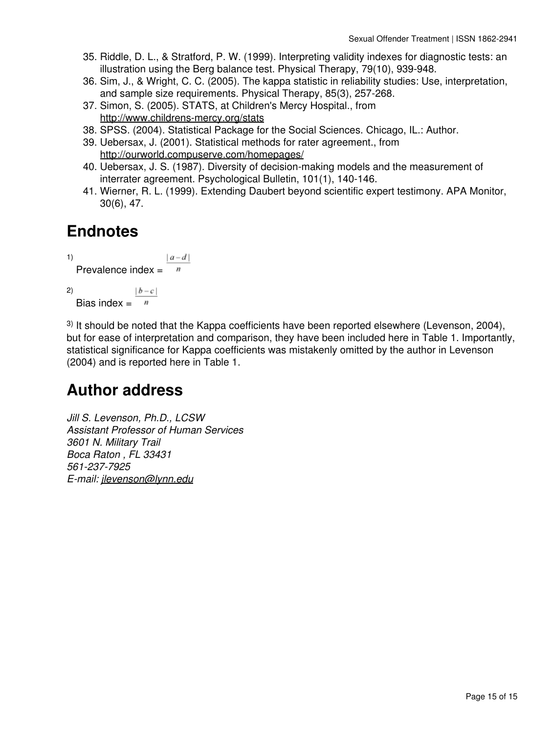35. Riddle, D. L., & Stratford, P. W. (1999). Interpreting validity indexes for diagnostic tests: an illustration using the Berg balance test. Physical Therapy, 79(10), 939-948.
36. Sim, J., & Wright, C. C. (2005). The kappa statistic in reliability studies: Use, interpretation, and sample size requirements. Physical Therapy, 85(3), 257-268.
37. Simon, S. (2005). STATS, at Children's Mercy Hospital., from http://www.childrens-mercy.org/stats
38. SPSS. (2004). Statistical Package for the Social Sciences. Chicago, IL.: Author.
39. Uebersax, J. (2001). Statistical methods for rater agreement., from http://ourworld.compuserve.com/homepages/
40. Uebersax, J. S. (1987). Diversity of decision-making models and the measurement of interrater agreement. Psychological Bulletin, 101(1), 140-146.
41. Wierner, R. L. (1999). Extending Daubert beyond scientific expert testimony. APA Monitor, 30(6), 47.

# Endnotes

[1] Prevalence index = $\frac{|a-d|}{n}$

[2] Bias index = $\frac{|b-c|}{n}$

[3] It should be noted that the Kappa coefficients have been reported elsewhere (Levenson, 2004), but for ease of interpretation and comparison, they have been included here in Table 1. Importantly, statistical significance for Kappa coefficients was mistakenly omitted by the author in Levenson (2004) and is reported here in Table 1.

# Author address

*Jill S. Levenson, Ph.D., LCSW*
*Assistant Professor of Human Services*
*3601 N. Military Trail*
*Boca Raton , FL 33431*
*561-237-7925*
*E-mail: jlevenson@lynn.edu*